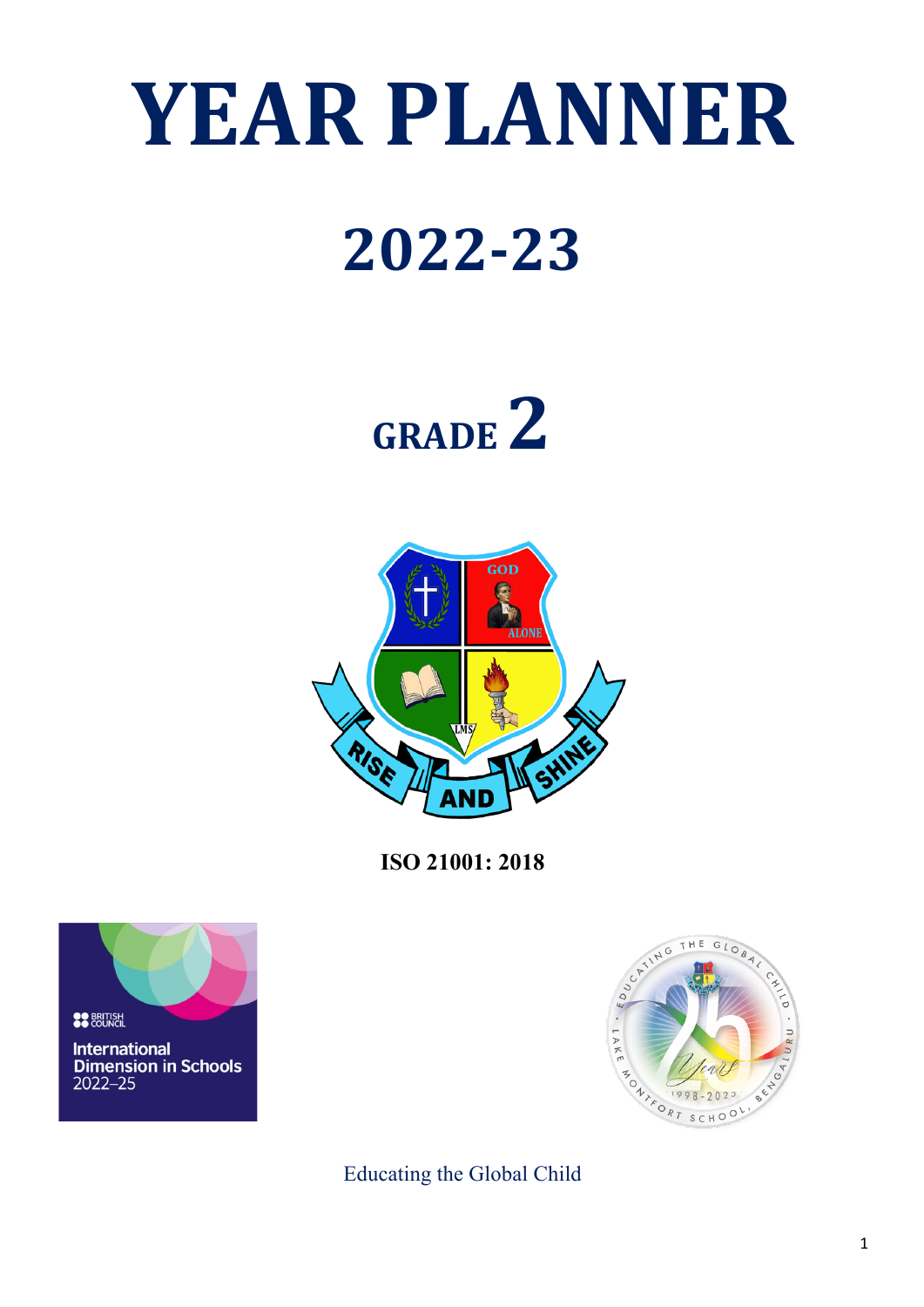# YEAR PLANNER

# 2022-23

## GRADE 2

**ISO 21001: 2018**

Educating the Global Child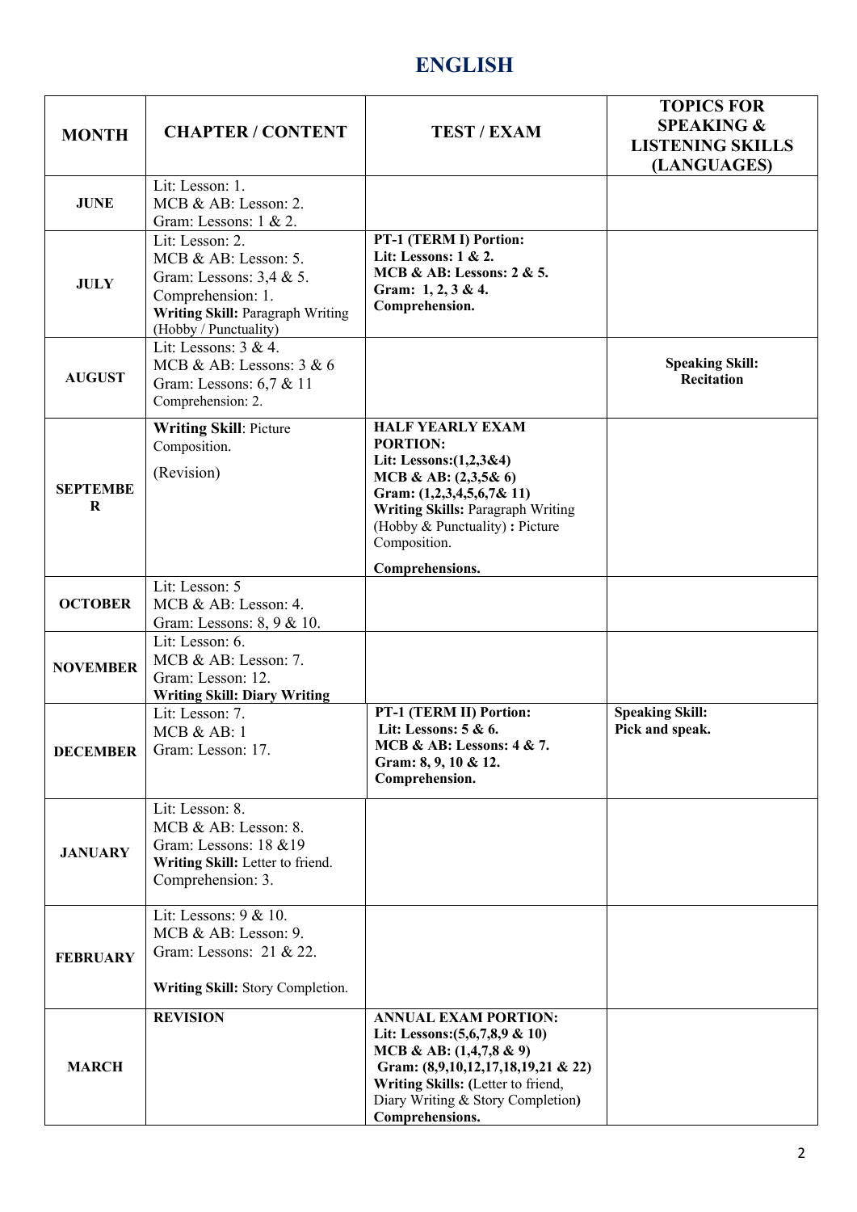# ENGLISH

| MONTH | CHAPTER / CONTENT | TEST / EXAM | TOPICS FOR SPEAKING & LISTENING SKILLS (LANGUAGES) |
|---|---|---|---|
| **JUNE** | Lit: Lesson: 1.<br>MCB & AB: Lesson: 2.<br>Gram: Lessons: 1 & 2. | | |
| **JULY** | Lit: Lesson: 2.<br>MCB & AB: Lesson: 5.<br>Gram: Lessons: 3,4 & 5.<br>Comprehension: 1.<br>**Writing Skill:** Paragraph Writing (Hobby / Punctuality) | **PT-1 (TERM I) Portion:**<br>**Lit: Lessons: 1 & 2.**<br>**MCB & AB: Lessons: 2 & 5.**<br>**Gram: 1, 2, 3 & 4.**<br>**Comprehension.** | |
| **AUGUST** | Lit: Lessons: 3 & 4.<br>MCB & AB: Lessons: 3 & 6<br>Gram: Lessons: 6,7 & 11<br>Comprehension: 2. | | **Speaking Skill: Recitation** |
| **SEPTEMBER** | **Writing Skill**: Picture Composition.<br>(Revision) | **HALF YEARLY EXAM PORTION:**<br>**Lit: Lessons:(1,2,3&4)**<br>**MCB & AB: (2,3,5& 6)**<br>**Gram: (1,2,3,4,5,6,7& 11)**<br>**Writing Skills:** Paragraph Writing (Hobby & Punctuality) **:** Picture Composition.<br>**Comprehensions.** | |
| **OCTOBER** | Lit: Lesson: 5<br>MCB & AB: Lesson: 4.<br>Gram: Lessons: 8, 9 & 10. | | |
| **NOVEMBER** | Lit: Lesson: 6.<br>MCB & AB: Lesson: 7.<br>Gram: Lesson: 12.<br>**Writing Skill: Diary Writing** | | |
| **DECEMBER** | Lit: Lesson: 7.<br>MCB & AB: 1<br>Gram: Lesson: 17. | **PT-1 (TERM II) Portion:**<br>**Lit: Lessons: 5 & 6.**<br>**MCB & AB: Lessons: 4 & 7.**<br>**Gram: 8, 9, 10 & 12.**<br>**Comprehension.** | **Speaking Skill: Pick and speak.** |
| **JANUARY** | Lit: Lesson: 8.<br>MCB & AB: Lesson: 8.<br>Gram: Lessons: 18 &19<br>**Writing Skill:** Letter to friend.<br>Comprehension: 3. | | |
| **FEBRUARY** | Lit: Lessons: 9 & 10.<br>MCB & AB: Lesson: 9.<br>Gram: Lessons: 21 & 22.<br>**Writing Skill:** Story Completion. | | |
| **MARCH** | **REVISION** | **ANNUAL EXAM PORTION:**<br>**Lit: Lessons:(5,6,7,8,9 & 10)**<br>**MCB & AB: (1,4,7,8 & 9)**<br>**Gram: (8,9,10,12,17,18,19,21 & 22)**<br>**Writing Skills:** (Letter to friend, Diary Writing & Story Completion)<br>**Comprehensions.** | |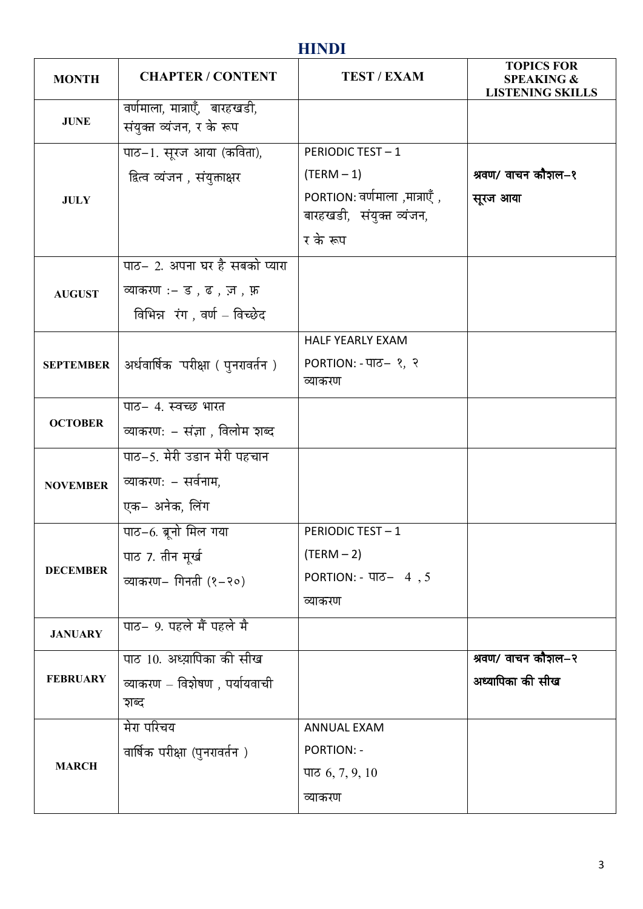## HINDI

| MONTH | CHAPTER / CONTENT | TEST / EXAM | TOPICS FOR SPEAKING & LISTENING SKILLS |
|---|---|---|---|
| JUNE | वर्णमाला, मात्राएँ, बारहखडी, संयुक्त व्यंजन, र के रूप | | |
| JULY | पाठ–1. सूरज आया (कविता), द्वित्व व्यंजन , संयुक्ताक्षर | PERIODIC TEST – 1 (TERM – 1) PORTION: वर्णमाला ,मात्राएँ , बारहखडी, संयुक्त व्यंजन, र के रूप | **श्रवण/ वाचन कौशल–१ सूरज आया** |
| AUGUST | पाठ– 2. अपना घर है सबको प्यारा व्याकरण :– ड , ढ , ज़ , फ़ विभिन्न रंग , वर्ण – विच्छेद | | |
| SEPTEMBER | अर्धवार्षिक परीक्षा ( पुनरावर्तन ) | HALF YEARLY EXAM PORTION: - पाठ– १, २ व्याकरण | |
| OCTOBER | पाठ– 4. स्वच्छ भारत व्याकरण: – संज्ञा , विलोम शब्द | | |
| NOVEMBER | पाठ–5. मेरी उडान मेरी पहचान व्याकरण: – सर्वनाम, एक– अनेक, लिंग | | |
| DECEMBER | पाठ–6. ब्रूनो मिल गया पाठ 7. तीन मूर्ख व्याकरण– गिनती (१–२०) | PERIODIC TEST – 1 (TERM – 2) PORTION: - पाठ– 4 , 5 व्याकरण | |
| JANUARY | पाठ– 9. पहले मैं पहले मै | | |
| FEBRUARY | पाठ 10. अध्यापिका की सीख व्याकरण – विशेषण , पर्यायवाची शब्द | | **श्रवण/ वाचन कौशल–२ अध्यापिका की सीख** |
| MARCH | मेरा परिचय वार्षिक परीक्षा (पुनरावर्तन ) | ANNUAL EXAM PORTION: - पाठ 6, 7, 9, 10 व्याकरण | |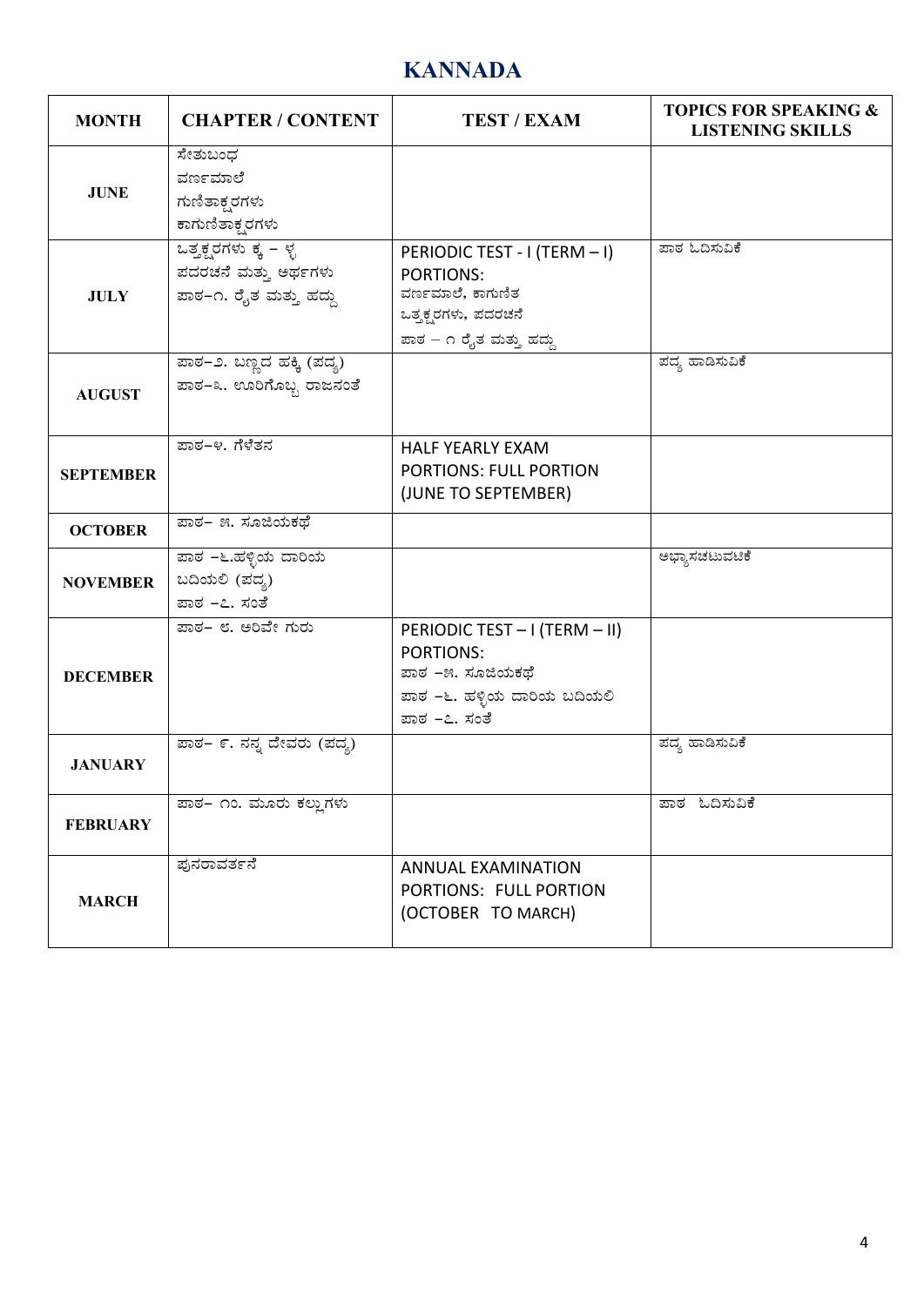# KANNADA

| MONTH | CHAPTER / CONTENT | TEST / EXAM | TOPICS FOR SPEAKING & LISTENING SKILLS |
|---|---|---|---|
| JUNE | ಸೇತುಬಂಧ<br>ವರ್ಣಮಾಲೆ<br>ಗುಣಿತಾಕ್ಷರಗಳು<br>ಕಾಗುಣಿತಾಕ್ಷರಗಳು | | |
| JULY | ಒತ್ತಕ್ಷರಗಳು ಕ್ಕ – ಳ್ಳ<br>ಪದರಚನೆ ಮತ್ತು ಅರ್ಥಗಳು<br>ಪಾಠ–೧. ರೈತ ಮತ್ತು ಹದ್ದು | PERIODIC TEST - I (TERM – I)<br>PORTIONS:<br>ವರ್ಣಮಾಲೆ, ಕಾಗುಣಿತ<br>ಒತ್ತಕ್ಷರಗಳು, ಪದರಚನೆ<br>ಪಾಠ – ೧ ರೈತ ಮತ್ತು ಹದ್ದು | ಪಾಠ ಓದಿಸುವಿಕೆ |
| AUGUST | ಪಾಠ–೨. ಬಣ್ಣದ ಹಕ್ಕಿ (ಪದ್ಯ)<br>ಪಾಠ–೩. ಊರಿಗೊಬ್ಬ ರಾಜನಂತೆ | | ಪದ್ಯ ಹಾಡಿಸುವಿಕೆ |
| SEPTEMBER | ಪಾಠ–೪. ಗೆಳೆತನ | HALF YEARLY EXAM<br>PORTIONS: FULL PORTION<br>(JUNE TO SEPTEMBER) | |
| OCTOBER | ಪಾಠ– ೫. ಸೂಜಿಯಕಥೆ | | |
| NOVEMBER | ಪಾಠ –೬.ಹಳ್ಳಿಯ ದಾರಿಯ<br>ಬದಿಯಲಿ (ಪದ್ಯ)<br>ಪಾಠ –೭. ಸಂತೆ | | ಅಭ್ಯಾಸಚಟುವಟಿಕೆ |
| DECEMBER | ಪಾಠ– ೮. ಅರಿವೇ ಗುರು | PERIODIC TEST – I (TERM – II)<br>PORTIONS:<br>ಪಾಠ –೫. ಸೂಜಿಯಕಥೆ<br>ಪಾಠ –೬. ಹಳ್ಳಿಯ ದಾರಿಯ ಬದಿಯಲಿ<br>ಪಾಠ –೭. ಸಂತೆ | |
| JANUARY | ಪಾಠ– ೯. ನನ್ನ ದೇವರು (ಪದ್ಯ) | | ಪದ್ಯ ಹಾಡಿಸುವಿಕೆ |
| FEBRUARY | ಪಾಠ– ೧೦. ಮೂರು ಕಲ್ಲುಗಳು | | ಪಾಠ ಓದಿಸುವಿಕೆ |
| MARCH | ಪುನರಾವರ್ತನೆ | ANNUAL EXAMINATION<br>PORTIONS: FULL PORTION<br>(OCTOBER TO MARCH) | |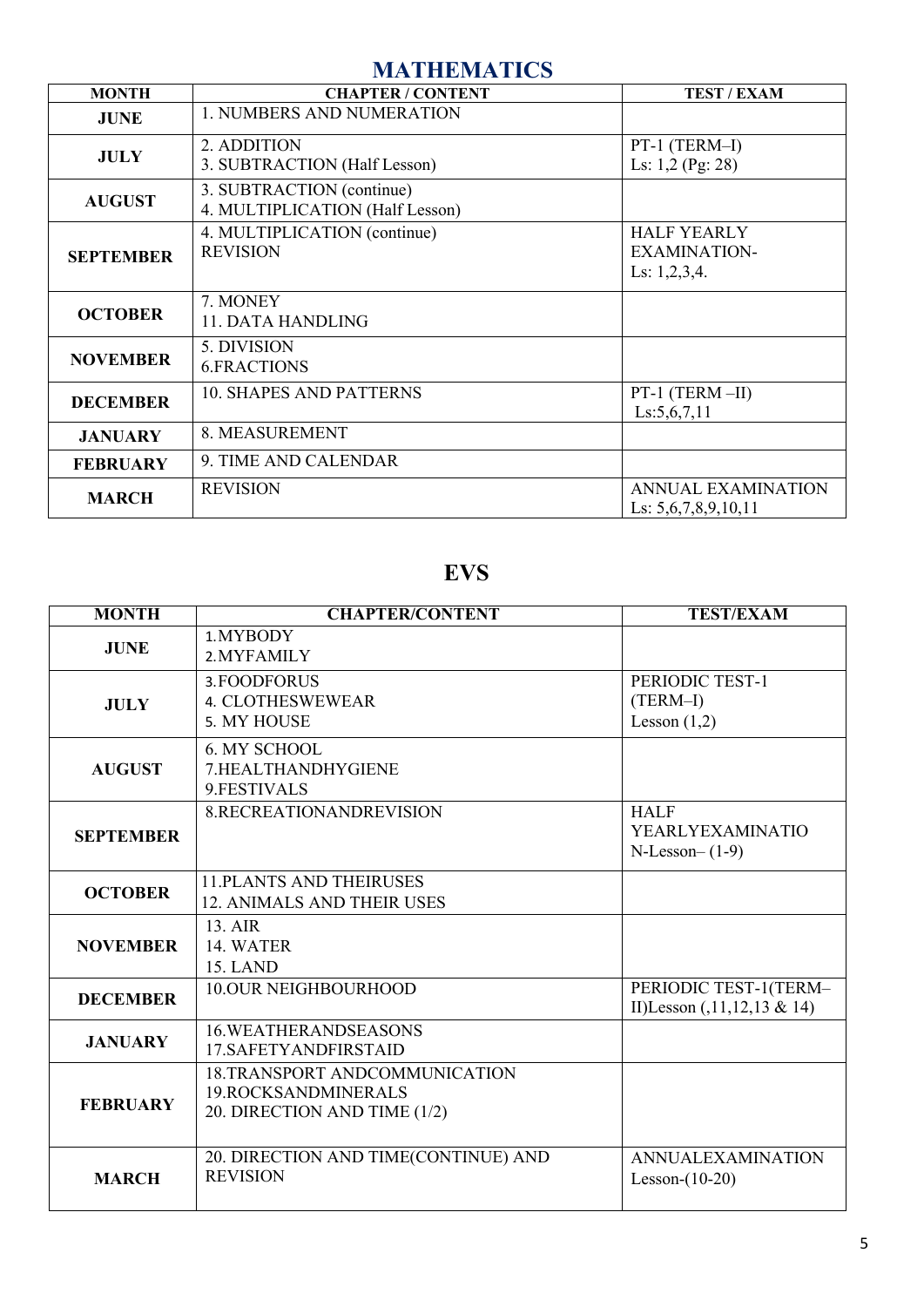## MATHEMATICS

| MONTH | CHAPTER / CONTENT | TEST / EXAM |
|---|---|---|
| JUNE | 1. NUMBERS AND NUMERATION | |
| JULY | 2. ADDITION<br>3. SUBTRACTION (Half Lesson) | PT-1 (TERM–I)<br>Ls: 1,2 (Pg: 28) |
| AUGUST | 3. SUBTRACTION (continue)<br>4. MULTIPLICATION (Half Lesson) | |
| SEPTEMBER | 4. MULTIPLICATION (continue)<br>REVISION | HALF YEARLY EXAMINATION-<br>Ls: 1,2,3,4. |
| OCTOBER | 7. MONEY<br>11. DATA HANDLING | |
| NOVEMBER | 5. DIVISION<br>6.FRACTIONS | |
| DECEMBER | 10. SHAPES AND PATTERNS | PT-1 (TERM –II)<br>Ls:5,6,7,11 |
| JANUARY | 8. MEASUREMENT | |
| FEBRUARY | 9. TIME AND CALENDAR | |
| MARCH | REVISION | ANNUAL EXAMINATION<br>Ls: 5,6,7,8,9,10,11 |

## EVS

| MONTH | CHAPTER/CONTENT | TEST/EXAM |
|---|---|---|
| JUNE | 1.MYBODY<br>2.MYFAMILY | |
| JULY | 3.FOODFORUS<br>4. CLOTHESWEWEAR<br>5. MY HOUSE | PERIODIC TEST-1<br>(TERM–I)<br>Lesson (1,2) |
| AUGUST | 6. MY SCHOOL<br>7.HEALTHANDHYGIENE<br>9.FESTIVALS | |
| SEPTEMBER | 8.RECREATIONANDREVISION | HALF<br>YEARLYEXAMINATIO<br>N-Lesson– (1-9) |
| OCTOBER | 11.PLANTS AND THEIRUSES<br>12. ANIMALS AND THEIR USES | |
| NOVEMBER | 13. AIR<br>14. WATER<br>15. LAND | |
| DECEMBER | 10.OUR NEIGHBOURHOOD | PERIODIC TEST-1(TERM–II)Lesson (,11,12,13 & 14) |
| JANUARY | 16.WEATHERANDSEASONS<br>17.SAFETYANDFIRSTAID | |
| FEBRUARY | 18.TRANSPORT ANDCOMMUNICATION<br>19.ROCKSANDMINERALS<br>20. DIRECTION AND TIME (1/2) | |
| MARCH | 20. DIRECTION AND TIME(CONTINUE) AND REVISION | ANNUALEXAMINATION<br>Lesson-(10-20) |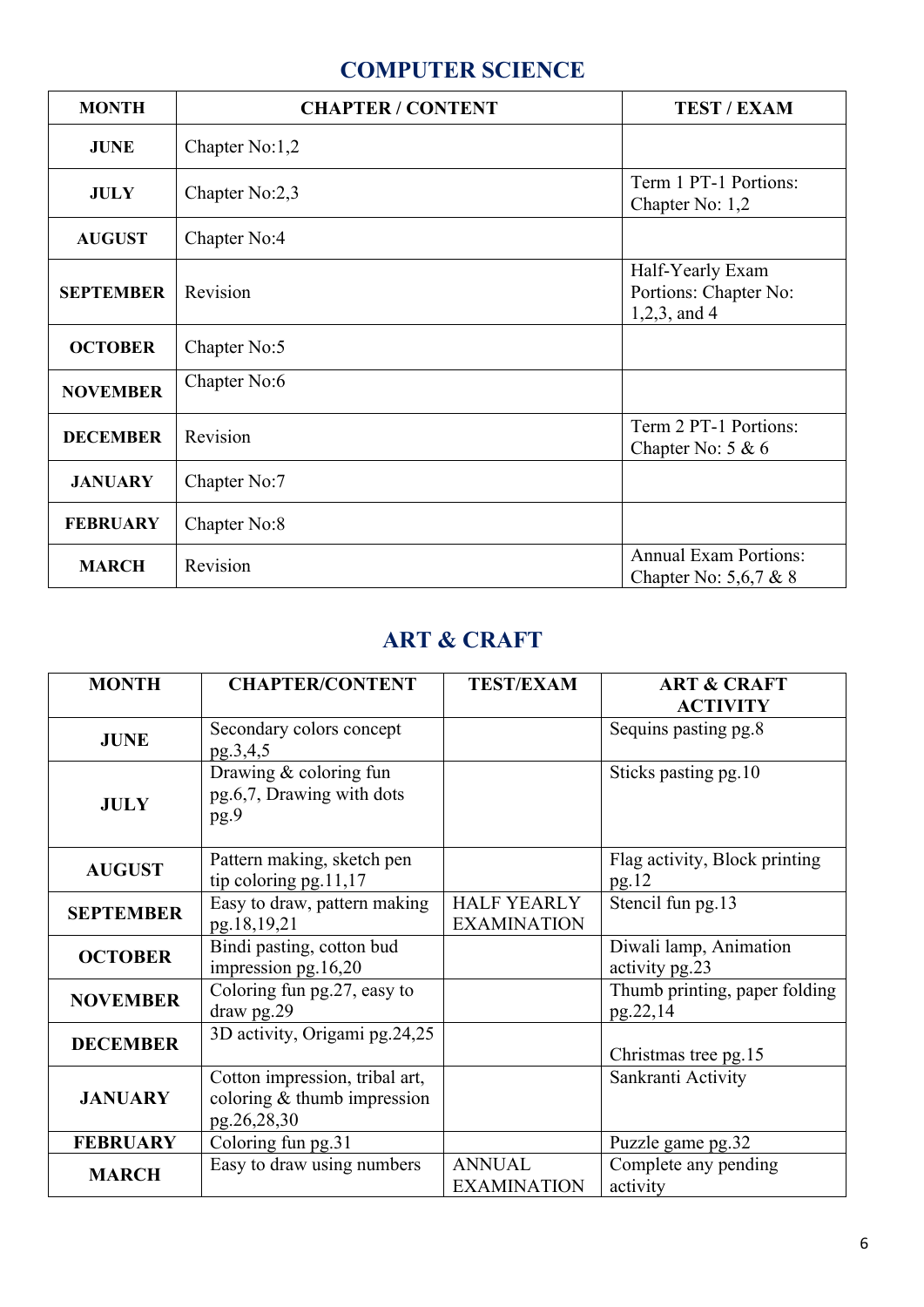## COMPUTER SCIENCE

| MONTH | CHAPTER / CONTENT | TEST / EXAM |
|---|---|---|
| JUNE | Chapter No:1,2 | |
| JULY | Chapter No:2,3 | Term 1 PT-1 Portions: Chapter No: 1,2 |
| AUGUST | Chapter No:4 | |
| SEPTEMBER | Revision | Half-Yearly Exam Portions: Chapter No: 1,2,3, and 4 |
| OCTOBER | Chapter No:5 | |
| NOVEMBER | Chapter No:6 | |
| DECEMBER | Revision | Term 2 PT-1 Portions: Chapter No: 5 & 6 |
| JANUARY | Chapter No:7 | |
| FEBRUARY | Chapter No:8 | |
| MARCH | Revision | Annual Exam Portions: Chapter No: 5,6,7 & 8 |

## ART & CRAFT

| MONTH | CHAPTER/CONTENT | TEST/EXAM | ART & CRAFT ACTIVITY |
|---|---|---|---|
| JUNE | Secondary colors concept pg.3,4,5 | | Sequins pasting pg.8 |
| JULY | Drawing & coloring fun pg.6,7, Drawing with dots pg.9 | | Sticks pasting pg.10 |
| AUGUST | Pattern making, sketch pen tip coloring pg.11,17 | | Flag activity, Block printing pg.12 |
| SEPTEMBER | Easy to draw, pattern making pg.18,19,21 | HALF YEARLY EXAMINATION | Stencil fun pg.13 |
| OCTOBER | Bindi pasting, cotton bud impression pg.16,20 | | Diwali lamp, Animation activity pg.23 |
| NOVEMBER | Coloring fun pg.27, easy to draw pg.29 | | Thumb printing, paper folding pg.22,14 |
| DECEMBER | 3D activity, Origami pg.24,25 | | Christmas tree pg.15 |
| JANUARY | Cotton impression, tribal art, coloring & thumb impression pg.26,28,30 | | Sankranti Activity |
| FEBRUARY | Coloring fun pg.31 | | Puzzle game pg.32 |
| MARCH | Easy to draw using numbers | ANNUAL EXAMINATION | Complete any pending activity |